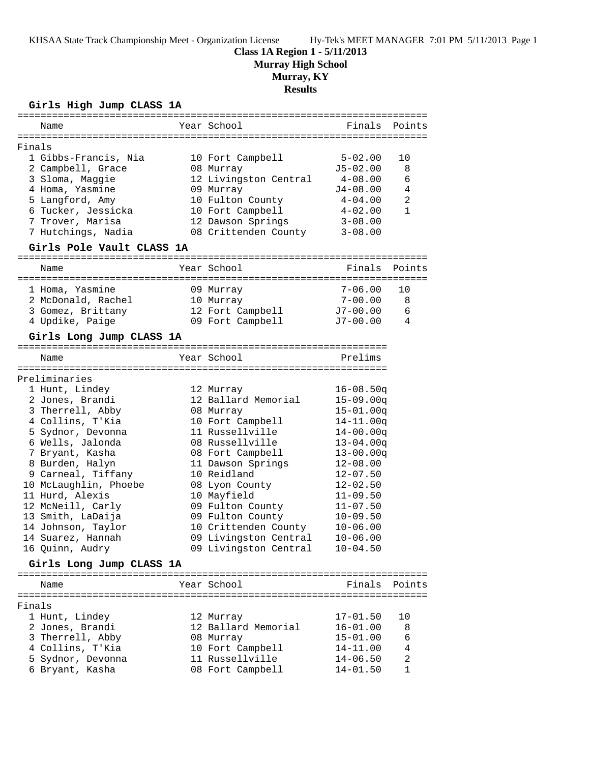# Class 1A Region 1 - 5/11/2013

## Murray High School

## Murray, KY

## Results

### Girls High Jump CLASS 1A

Finals

| | Name | Year | School | Finals | Points |
|---|---|---|---|---|---|
| 1 | Gibbs-Francis, Nia | 10 | Fort Campbell | 5-02.00 | 10 |
| 2 | Campbell, Grace | 08 | Murray | J5-02.00 | 8 |
| 3 | Sloma, Maggie | 12 | Livingston Central | 4-08.00 | 6 |
| 4 | Homa, Yasmine | 09 | Murray | J4-08.00 | 4 |
| 5 | Langford, Amy | 10 | Fulton County | 4-04.00 | 2 |
| 6 | Tucker, Jessicka | 10 | Fort Campbell | 4-02.00 | 1 |
| 7 | Trover, Marisa | 12 | Dawson Springs | 3-08.00 | |
| 7 | Hutchings, Nadia | 08 | Crittenden County | 3-08.00 | |

### Girls Pole Vault CLASS 1A

| | Name | Year | School | Finals | Points |
|---|---|---|---|---|---|
| 1 | Homa, Yasmine | 09 | Murray | 7-06.00 | 10 |
| 2 | McDonald, Rachel | 10 | Murray | 7-00.00 | 8 |
| 3 | Gomez, Brittany | 12 | Fort Campbell | J7-00.00 | 6 |
| 4 | Updike, Paige | 09 | Fort Campbell | J7-00.00 | 4 |

### Girls Long Jump CLASS 1A

Preliminaries

| | Name | Year | School | Prelims |
|---|---|---|---|---|
| 1 | Hunt, Lindey | 12 | Murray | 16-08.50q |
| 2 | Jones, Brandi | 12 | Ballard Memorial | 15-09.00q |
| 3 | Therrell, Abby | 08 | Murray | 15-01.00q |
| 4 | Collins, T'Kia | 10 | Fort Campbell | 14-11.00q |
| 5 | Sydnor, Devonna | 11 | Russellville | 14-00.00q |
| 6 | Wells, Jalonda | 08 | Russellville | 13-04.00q |
| 7 | Bryant, Kasha | 08 | Fort Campbell | 13-00.00q |
| 8 | Burden, Halyn | 11 | Dawson Springs | 12-08.00 |
| 9 | Carneal, Tiffany | 10 | Reidland | 12-07.50 |
| 10 | McLaughlin, Phoebe | 08 | Lyon County | 12-02.50 |
| 11 | Hurd, Alexis | 10 | Mayfield | 11-09.50 |
| 12 | McNeill, Carly | 09 | Fulton County | 11-07.50 |
| 13 | Smith, LaDaija | 09 | Fulton County | 10-09.50 |
| 14 | Johnson, Taylor | 10 | Crittenden County | 10-06.00 |
| 14 | Suarez, Hannah | 09 | Livingston Central | 10-06.00 |
| 16 | Quinn, Audry | 09 | Livingston Central | 10-04.50 |

### Girls Long Jump CLASS 1A

Finals

| | Name | Year | School | Finals | Points |
|---|---|---|---|---|---|
| 1 | Hunt, Lindey | 12 | Murray | 17-01.50 | 10 |
| 2 | Jones, Brandi | 12 | Ballard Memorial | 16-01.00 | 8 |
| 3 | Therrell, Abby | 08 | Murray | 15-01.00 | 6 |
| 4 | Collins, T'Kia | 10 | Fort Campbell | 14-11.00 | 4 |
| 5 | Sydnor, Devonna | 11 | Russellville | 14-06.50 | 2 |
| 6 | Bryant, Kasha | 08 | Fort Campbell | 14-01.50 | 1 |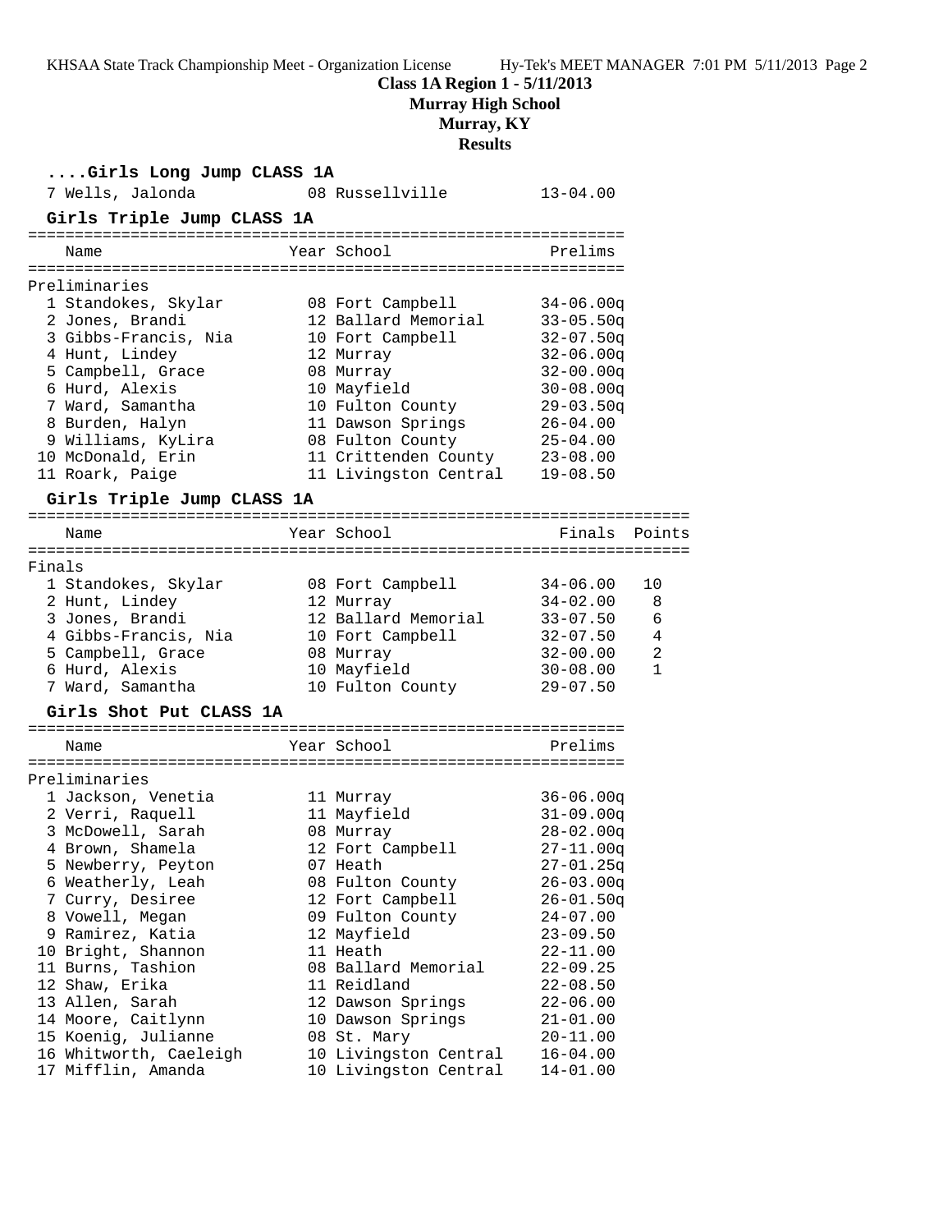### Class 1A Region 1 - 5/11/2013
### Murray High School
### Murray, KY
### Results

**....Girls Long Jump CLASS 1A**

| Place | Name | Year | School | Finals |
|---|---|---|---|---|
| 7 | Wells, Jalonda | 08 | Russellville | 13-04.00 |

**Girls Triple Jump CLASS 1A**

Preliminaries

| Place | Name | Year | School | Prelims |
|---|---|---|---|---|
| 1 | Standokes, Skylar | 08 | Fort Campbell | 34-06.00q |
| 2 | Jones, Brandi | 12 | Ballard Memorial | 33-05.50q |
| 3 | Gibbs-Francis, Nia | 10 | Fort Campbell | 32-07.50q |
| 4 | Hunt, Lindey | 12 | Murray | 32-06.00q |
| 5 | Campbell, Grace | 08 | Murray | 32-00.00q |
| 6 | Hurd, Alexis | 10 | Mayfield | 30-08.00q |
| 7 | Ward, Samantha | 10 | Fulton County | 29-03.50q |
| 8 | Burden, Halyn | 11 | Dawson Springs | 26-04.00 |
| 9 | Williams, KyLira | 08 | Fulton County | 25-04.00 |
| 10 | McDonald, Erin | 11 | Crittenden County | 23-08.00 |
| 11 | Roark, Paige | 11 | Livingston Central | 19-08.50 |

**Girls Triple Jump CLASS 1A**

Finals

| Place | Name | Year | School | Finals | Points |
|---|---|---|---|---|---|
| 1 | Standokes, Skylar | 08 | Fort Campbell | 34-06.00 | 10 |
| 2 | Hunt, Lindey | 12 | Murray | 34-02.00 | 8 |
| 3 | Jones, Brandi | 12 | Ballard Memorial | 33-07.50 | 6 |
| 4 | Gibbs-Francis, Nia | 10 | Fort Campbell | 32-07.50 | 4 |
| 5 | Campbell, Grace | 08 | Murray | 32-00.00 | 2 |
| 6 | Hurd, Alexis | 10 | Mayfield | 30-08.00 | 1 |
| 7 | Ward, Samantha | 10 | Fulton County | 29-07.50 | |

**Girls Shot Put CLASS 1A**

Preliminaries

| Place | Name | Year | School | Prelims |
|---|---|---|---|---|
| 1 | Jackson, Venetia | 11 | Murray | 36-06.00q |
| 2 | Verri, Raquell | 11 | Mayfield | 31-09.00q |
| 3 | McDowell, Sarah | 08 | Murray | 28-02.00q |
| 4 | Brown, Shamela | 12 | Fort Campbell | 27-11.00q |
| 5 | Newberry, Peyton | 07 | Heath | 27-01.25q |
| 6 | Weatherly, Leah | 08 | Fulton County | 26-03.00q |
| 7 | Curry, Desiree | 12 | Fort Campbell | 26-01.50q |
| 8 | Vowell, Megan | 09 | Fulton County | 24-07.00 |
| 9 | Ramirez, Katia | 12 | Mayfield | 23-09.50 |
| 10 | Bright, Shannon | 11 | Heath | 22-11.00 |
| 11 | Burns, Tashion | 08 | Ballard Memorial | 22-09.25 |
| 12 | Shaw, Erika | 11 | Reidland | 22-08.50 |
| 13 | Allen, Sarah | 12 | Dawson Springs | 22-06.00 |
| 14 | Moore, Caitlynn | 10 | Dawson Springs | 21-01.00 |
| 15 | Koenig, Julianne | 08 | St. Mary | 20-11.00 |
| 16 | Whitworth, Caeleigh | 10 | Livingston Central | 16-04.00 |
| 17 | Mifflin, Amanda | 10 | Livingston Central | 14-01.00 |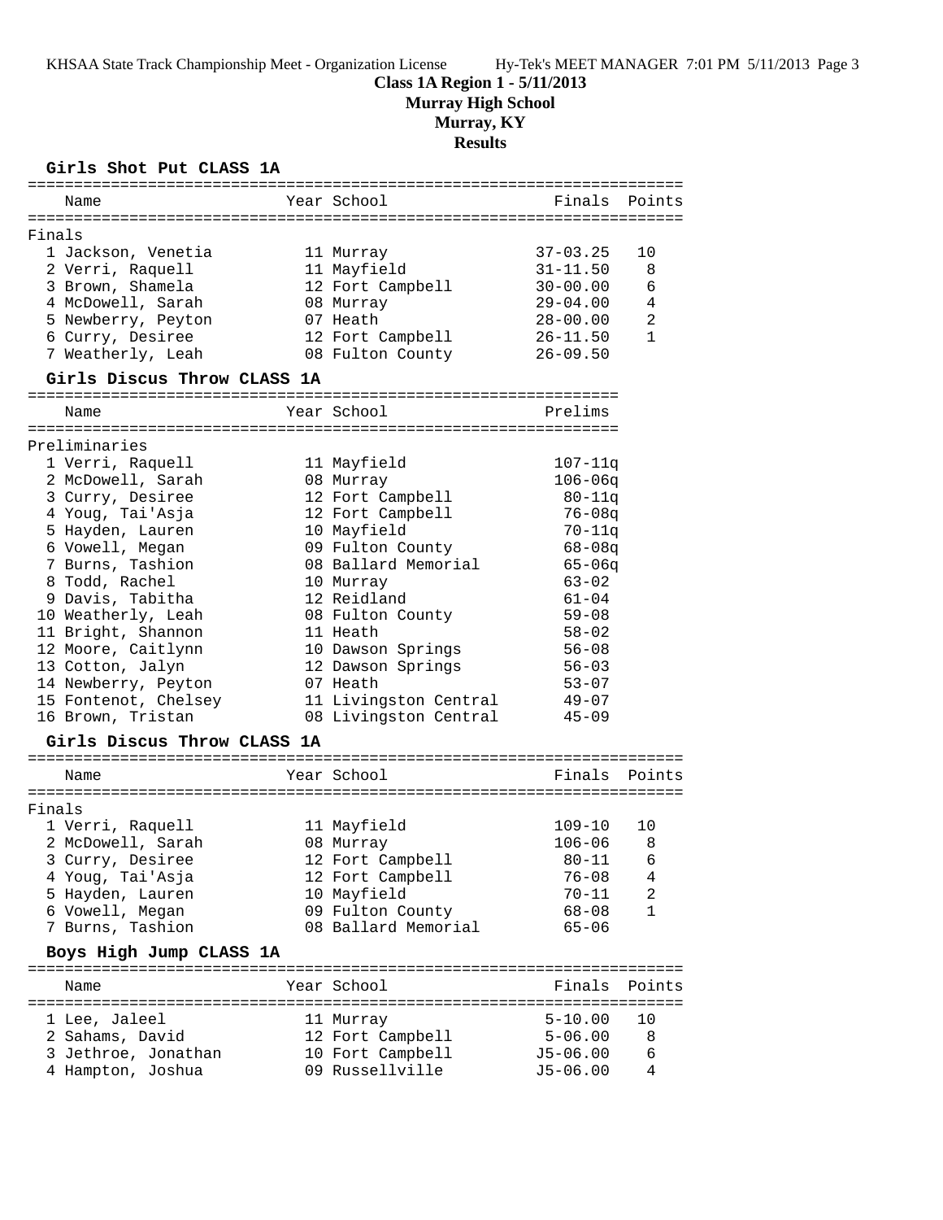**Class 1A Region 1 - 5/11/2013**
**Murray High School**
**Murray, KY**
**Results**

### Girls Shot Put CLASS 1A

Finals

| | Name | Year | School | Finals | Points |
|---|---|---|---|---|---|
| 1 | Jackson, Venetia | 11 | Murray | 37-03.25 | 10 |
| 2 | Verri, Raquell | 11 | Mayfield | 31-11.50 | 8 |
| 3 | Brown, Shamela | 12 | Fort Campbell | 30-00.00 | 6 |
| 4 | McDowell, Sarah | 08 | Murray | 29-04.00 | 4 |
| 5 | Newberry, Peyton | 07 | Heath | 28-00.00 | 2 |
| 6 | Curry, Desiree | 12 | Fort Campbell | 26-11.50 | 1 |
| 7 | Weatherly, Leah | 08 | Fulton County | 26-09.50 | |

### Girls Discus Throw CLASS 1A

Preliminaries

| | Name | Year | School | Prelims |
|---|---|---|---|---|
| 1 | Verri, Raquell | 11 | Mayfield | 107-11q |
| 2 | McDowell, Sarah | 08 | Murray | 106-06q |
| 3 | Curry, Desiree | 12 | Fort Campbell | 80-11q |
| 4 | Youg, Tai'Asja | 12 | Fort Campbell | 76-08q |
| 5 | Hayden, Lauren | 10 | Mayfield | 70-11q |
| 6 | Vowell, Megan | 09 | Fulton County | 68-08q |
| 7 | Burns, Tashion | 08 | Ballard Memorial | 65-06q |
| 8 | Todd, Rachel | 10 | Murray | 63-02 |
| 9 | Davis, Tabitha | 12 | Reidland | 61-04 |
| 10 | Weatherly, Leah | 08 | Fulton County | 59-08 |
| 11 | Bright, Shannon | 11 | Heath | 58-02 |
| 12 | Moore, Caitlynn | 10 | Dawson Springs | 56-08 |
| 13 | Cotton, Jalyn | 12 | Dawson Springs | 56-03 |
| 14 | Newberry, Peyton | 07 | Heath | 53-07 |
| 15 | Fontenot, Chelsey | 11 | Livingston Central | 49-07 |
| 16 | Brown, Tristan | 08 | Livingston Central | 45-09 |

### Girls Discus Throw CLASS 1A

Finals

| | Name | Year | School | Finals | Points |
|---|---|---|---|---|---|
| 1 | Verri, Raquell | 11 | Mayfield | 109-10 | 10 |
| 2 | McDowell, Sarah | 08 | Murray | 106-06 | 8 |
| 3 | Curry, Desiree | 12 | Fort Campbell | 80-11 | 6 |
| 4 | Youg, Tai'Asja | 12 | Fort Campbell | 76-08 | 4 |
| 5 | Hayden, Lauren | 10 | Mayfield | 70-11 | 2 |
| 6 | Vowell, Megan | 09 | Fulton County | 68-08 | 1 |
| 7 | Burns, Tashion | 08 | Ballard Memorial | 65-06 | |

### Boys High Jump CLASS 1A

| | Name | Year | School | Finals | Points |
|---|---|---|---|---|---|
| 1 | Lee, Jaleel | 11 | Murray | 5-10.00 | 10 |
| 2 | Sahams, David | 12 | Fort Campbell | 5-06.00 | 8 |
| 3 | Jethroe, Jonathan | 10 | Fort Campbell | J5-06.00 | 6 |
| 4 | Hampton, Joshua | 09 | Russellville | J5-06.00 | 4 |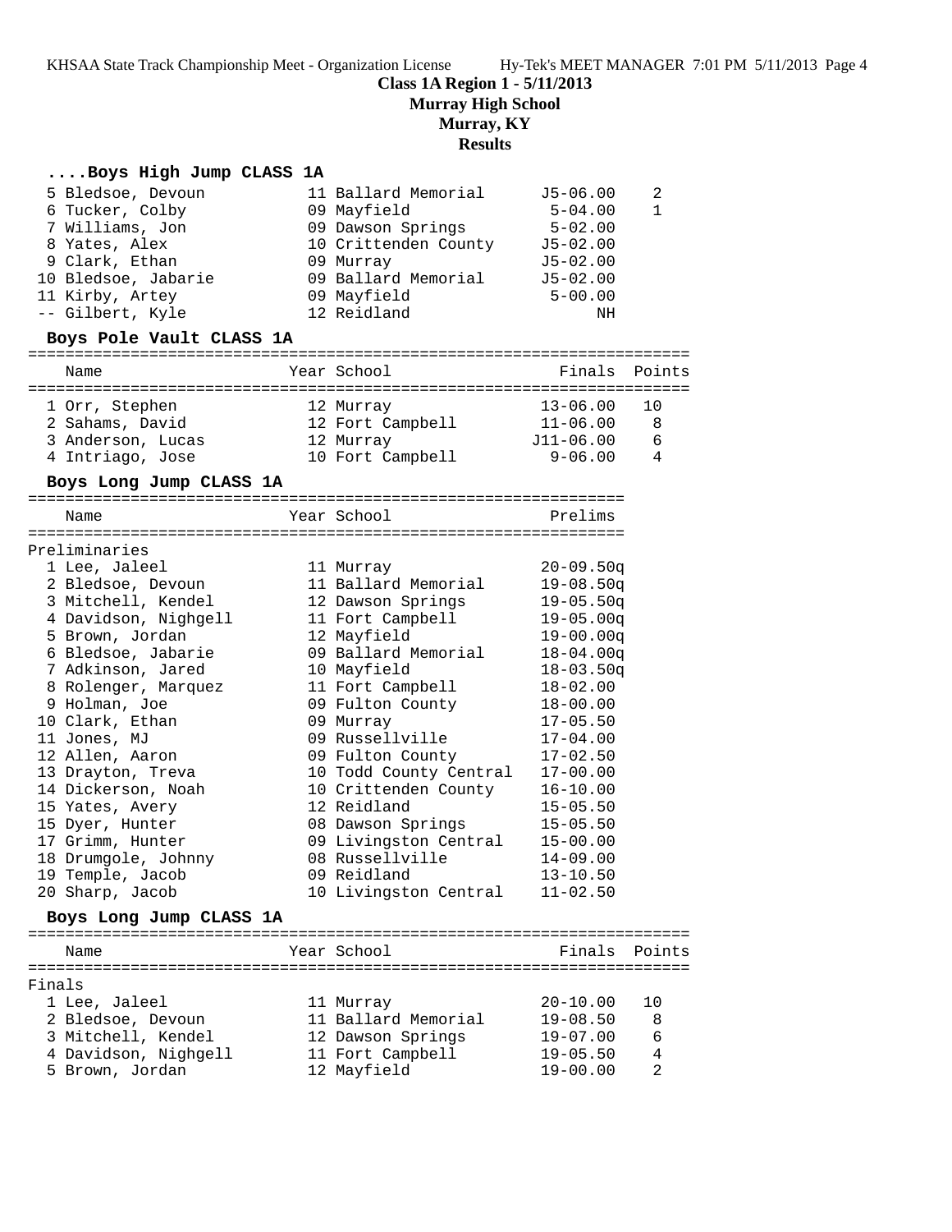KHSAA State Track Championship Meet - Organization License    Hy-Tek's MEET MANAGER 7:01 PM 5/11/2013

**Class 1A Region 1 - 5/11/2013**
**Murray High School**
**Murray, KY**
**Results**

### ....Boys High Jump CLASS 1A

| | Name | Year | School | Finals | Points |
|---|---|---|---|---|---|
| 5 | Bledsoe, Devoun | 11 | Ballard Memorial | J5-06.00 | 2 |
| 6 | Tucker, Colby | 09 | Mayfield | 5-04.00 | 1 |
| 7 | Williams, Jon | 09 | Dawson Springs | 5-02.00 | |
| 8 | Yates, Alex | 10 | Crittenden County | J5-02.00 | |
| 9 | Clark, Ethan | 09 | Murray | J5-02.00 | |
| 10 | Bledsoe, Jabarie | 09 | Ballard Memorial | J5-02.00 | |
| 11 | Kirby, Artey | 09 | Mayfield | 5-00.00 | |
| -- | Gilbert, Kyle | 12 | Reidland | NH | |

### Boys Pole Vault CLASS 1A

| | Name | Year | School | Finals | Points |
|---|---|---|---|---|---|
| 1 | Orr, Stephen | 12 | Murray | 13-06.00 | 10 |
| 2 | Sahams, David | 12 | Fort Campbell | 11-06.00 | 8 |
| 3 | Anderson, Lucas | 12 | Murray | J11-06.00 | 6 |
| 4 | Intriago, Jose | 10 | Fort Campbell | 9-06.00 | 4 |

### Boys Long Jump CLASS 1A

Preliminaries

| | Name | Year | School | Prelims |
|---|---|---|---|---|
| 1 | Lee, Jaleel | 11 | Murray | 20-09.50q |
| 2 | Bledsoe, Devoun | 11 | Ballard Memorial | 19-08.50q |
| 3 | Mitchell, Kendel | 12 | Dawson Springs | 19-05.50q |
| 4 | Davidson, Nighgell | 11 | Fort Campbell | 19-05.00q |
| 5 | Brown, Jordan | 12 | Mayfield | 19-00.00q |
| 6 | Bledsoe, Jabarie | 09 | Ballard Memorial | 18-04.00q |
| 7 | Adkinson, Jared | 10 | Mayfield | 18-03.50q |
| 8 | Rolenger, Marquez | 11 | Fort Campbell | 18-02.00 |
| 9 | Holman, Joe | 09 | Fulton County | 18-00.00 |
| 10 | Clark, Ethan | 09 | Murray | 17-05.50 |
| 11 | Jones, MJ | 09 | Russellville | 17-04.00 |
| 12 | Allen, Aaron | 09 | Fulton County | 17-02.50 |
| 13 | Drayton, Treva | 10 | Todd County Central | 17-00.00 |
| 14 | Dickerson, Noah | 10 | Crittenden County | 16-10.00 |
| 15 | Yates, Avery | 12 | Reidland | 15-05.50 |
| 15 | Dyer, Hunter | 08 | Dawson Springs | 15-05.50 |
| 17 | Grimm, Hunter | 09 | Livingston Central | 15-00.00 |
| 18 | Drumgole, Johnny | 08 | Russellville | 14-09.00 |
| 19 | Temple, Jacob | 09 | Reidland | 13-10.50 |
| 20 | Sharp, Jacob | 10 | Livingston Central | 11-02.50 |

### Boys Long Jump CLASS 1A

Finals

| | Name | Year | School | Finals | Points |
|---|---|---|---|---|---|
| 1 | Lee, Jaleel | 11 | Murray | 20-10.00 | 10 |
| 2 | Bledsoe, Devoun | 11 | Ballard Memorial | 19-08.50 | 8 |
| 3 | Mitchell, Kendel | 12 | Dawson Springs | 19-07.00 | 6 |
| 4 | Davidson, Nighgell | 11 | Fort Campbell | 19-05.50 | 4 |
| 5 | Brown, Jordan | 12 | Mayfield | 19-00.00 | 2 |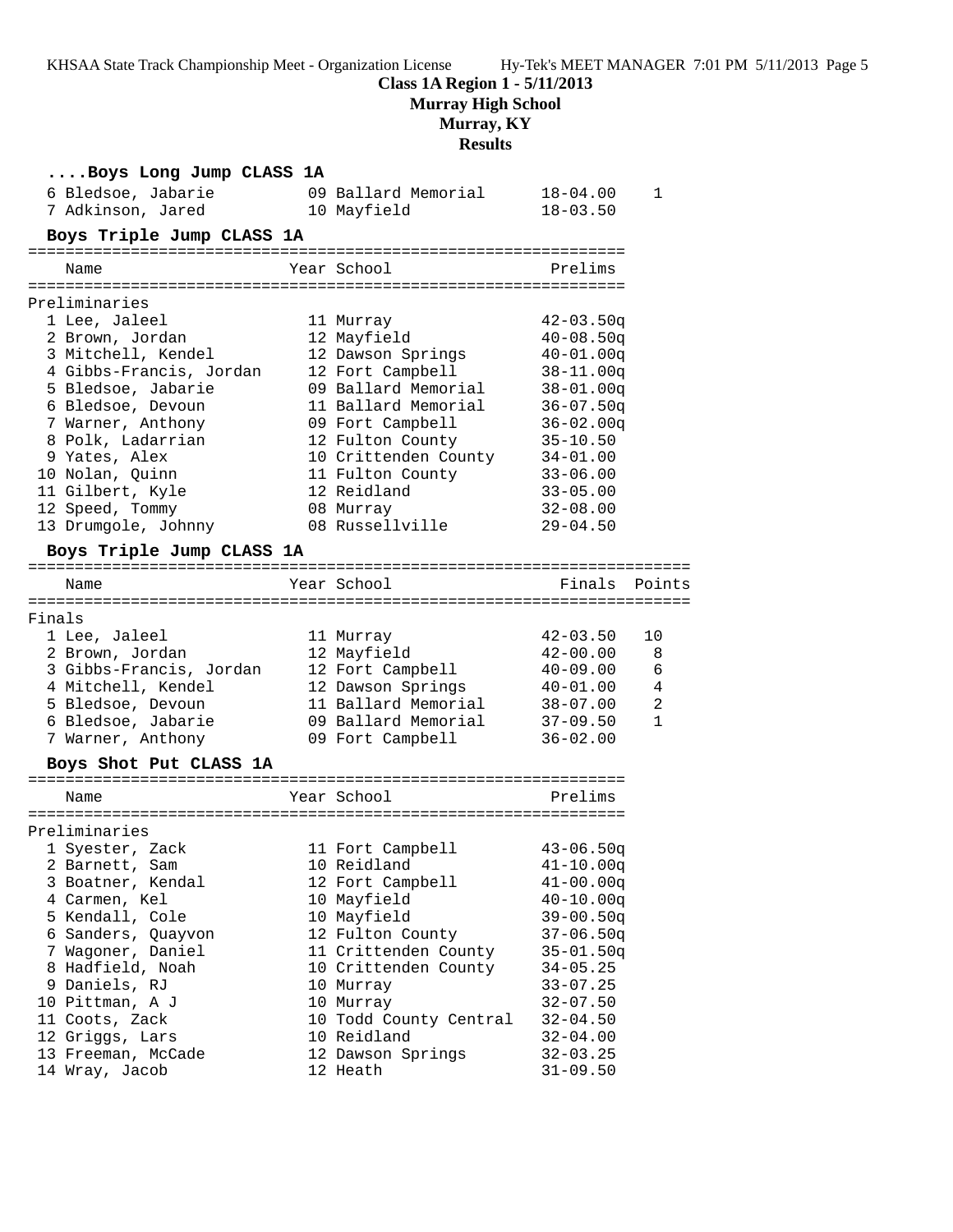**Class 1A Region 1 - 5/11/2013**
**Murray High School**
**Murray, KY**
**Results**

### ....Boys Long Jump CLASS 1A

| | | | | |
|---|---|---|---|---|
| 6 | Bledsoe, Jabarie | 09 Ballard Memorial | 18-04.00 | 1 |
| 7 | Adkinson, Jared | 10 Mayfield | 18-03.50 | |

### Boys Triple Jump CLASS 1A

Preliminaries

| | Name | Year School | Prelims |
|---|---|---|---|
| 1 | Lee, Jaleel | 11 Murray | 42-03.50q |
| 2 | Brown, Jordan | 12 Mayfield | 40-08.50q |
| 3 | Mitchell, Kendel | 12 Dawson Springs | 40-01.00q |
| 4 | Gibbs-Francis, Jordan | 12 Fort Campbell | 38-11.00q |
| 5 | Bledsoe, Jabarie | 09 Ballard Memorial | 38-01.00q |
| 6 | Bledsoe, Devoun | 11 Ballard Memorial | 36-07.50q |
| 7 | Warner, Anthony | 09 Fort Campbell | 36-02.00q |
| 8 | Polk, Ladarrian | 12 Fulton County | 35-10.50 |
| 9 | Yates, Alex | 10 Crittenden County | 34-01.00 |
| 10 | Nolan, Quinn | 11 Fulton County | 33-06.00 |
| 11 | Gilbert, Kyle | 12 Reidland | 33-05.00 |
| 12 | Speed, Tommy | 08 Murray | 32-08.00 |
| 13 | Drumgole, Johnny | 08 Russellville | 29-04.50 |

### Boys Triple Jump CLASS 1A

Finals

| | Name | Year School | Finals | Points |
|---|---|---|---|---|
| 1 | Lee, Jaleel | 11 Murray | 42-03.50 | 10 |
| 2 | Brown, Jordan | 12 Mayfield | 42-00.00 | 8 |
| 3 | Gibbs-Francis, Jordan | 12 Fort Campbell | 40-09.00 | 6 |
| 4 | Mitchell, Kendel | 12 Dawson Springs | 40-01.00 | 4 |
| 5 | Bledsoe, Devoun | 11 Ballard Memorial | 38-07.00 | 2 |
| 6 | Bledsoe, Jabarie | 09 Ballard Memorial | 37-09.50 | 1 |
| 7 | Warner, Anthony | 09 Fort Campbell | 36-02.00 | |

### Boys Shot Put CLASS 1A

Preliminaries

| | Name | Year School | Prelims |
|---|---|---|---|
| 1 | Syester, Zack | 11 Fort Campbell | 43-06.50q |
| 2 | Barnett, Sam | 10 Reidland | 41-10.00q |
| 3 | Boatner, Kendal | 12 Fort Campbell | 41-00.00q |
| 4 | Carmen, Kel | 10 Mayfield | 40-10.00q |
| 5 | Kendall, Cole | 10 Mayfield | 39-00.50q |
| 6 | Sanders, Quayvon | 12 Fulton County | 37-06.50q |
| 7 | Wagoner, Daniel | 11 Crittenden County | 35-01.50q |
| 8 | Hadfield, Noah | 10 Crittenden County | 34-05.25 |
| 9 | Daniels, RJ | 10 Murray | 33-07.25 |
| 10 | Pittman, A J | 10 Murray | 32-07.50 |
| 11 | Coots, Zack | 10 Todd County Central | 32-04.50 |
| 12 | Griggs, Lars | 10 Reidland | 32-04.00 |
| 13 | Freeman, McCade | 12 Dawson Springs | 32-03.25 |
| 14 | Wray, Jacob | 12 Heath | 31-09.50 |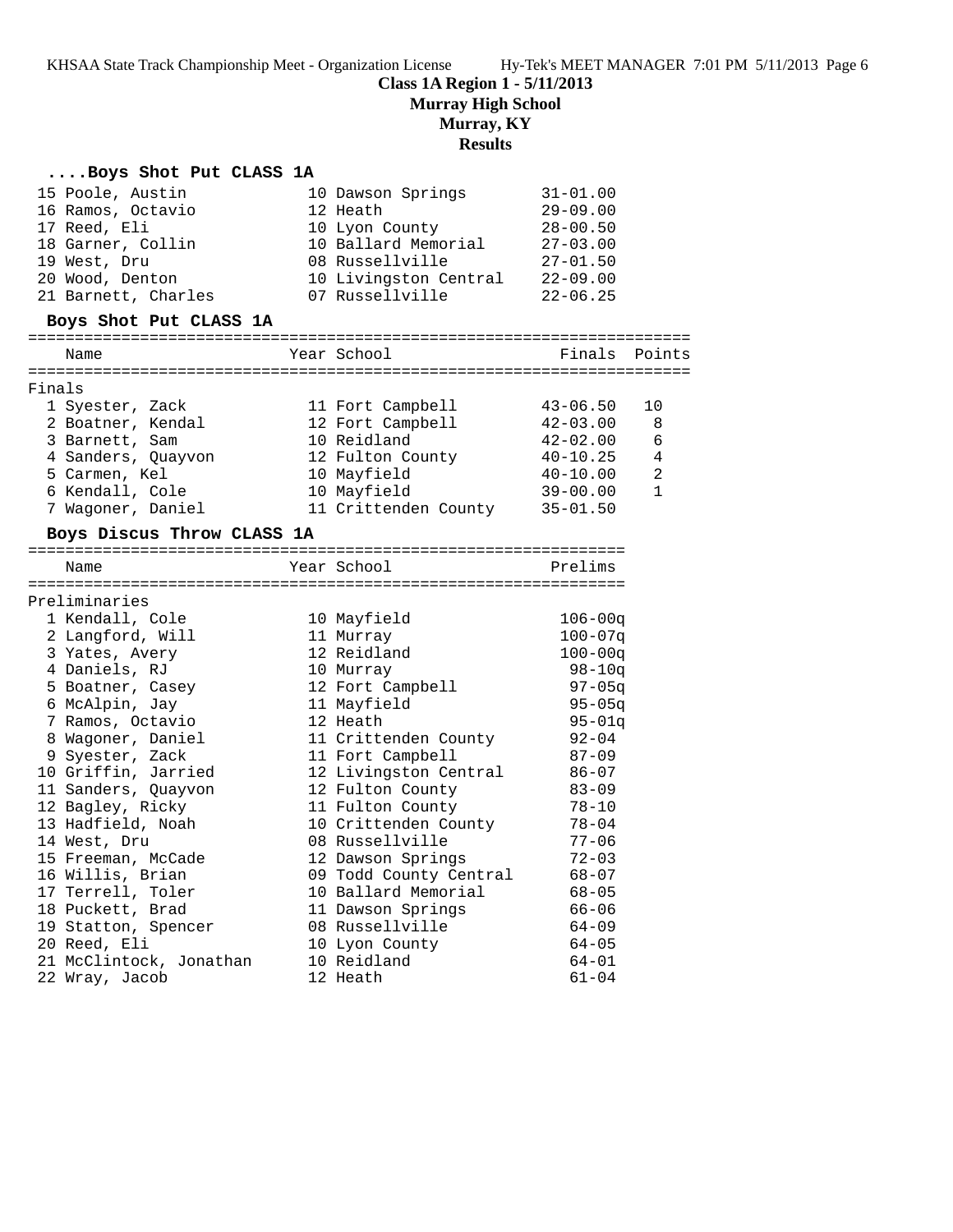# Class 1A Region 1 - 5/11/2013

**Murray High School**

**Murray, KY**

**Results**

### ....Boys Shot Put CLASS 1A

| | | | | |
|---|---|---|---|---|
| 15 | Poole, Austin | 10 | Dawson Springs | 31-01.00 |
| 16 | Ramos, Octavio | 12 | Heath | 29-09.00 |
| 17 | Reed, Eli | 10 | Lyon County | 28-00.50 |
| 18 | Garner, Collin | 10 | Ballard Memorial | 27-03.00 |
| 19 | West, Dru | 08 | Russellville | 27-01.50 |
| 20 | Wood, Denton | 10 | Livingston Central | 22-09.00 |
| 21 | Barnett, Charles | 07 | Russellville | 22-06.25 |

### Boys Shot Put CLASS 1A

Finals

| | Name | Year | School | Finals | Points |
|---|---|---|---|---|---|
| 1 | Syester, Zack | 11 | Fort Campbell | 43-06.50 | 10 |
| 2 | Boatner, Kendal | 12 | Fort Campbell | 42-03.00 | 8 |
| 3 | Barnett, Sam | 10 | Reidland | 42-02.00 | 6 |
| 4 | Sanders, Quayvon | 12 | Fulton County | 40-10.25 | 4 |
| 5 | Carmen, Kel | 10 | Mayfield | 40-10.00 | 2 |
| 6 | Kendall, Cole | 10 | Mayfield | 39-00.00 | 1 |
| 7 | Wagoner, Daniel | 11 | Crittenden County | 35-01.50 | |

### Boys Discus Throw CLASS 1A

Preliminaries

| | Name | Year | School | Prelims |
|---|---|---|---|---|
| 1 | Kendall, Cole | 10 | Mayfield | 106-00q |
| 2 | Langford, Will | 11 | Murray | 100-07q |
| 3 | Yates, Avery | 12 | Reidland | 100-00q |
| 4 | Daniels, RJ | 10 | Murray | 98-10q |
| 5 | Boatner, Casey | 12 | Fort Campbell | 97-05q |
| 6 | McAlpin, Jay | 11 | Mayfield | 95-05q |
| 7 | Ramos, Octavio | 12 | Heath | 95-01q |
| 8 | Wagoner, Daniel | 11 | Crittenden County | 92-04 |
| 9 | Syester, Zack | 11 | Fort Campbell | 87-09 |
| 10 | Griffin, Jarried | 12 | Livingston Central | 86-07 |
| 11 | Sanders, Quayvon | 12 | Fulton County | 83-09 |
| 12 | Bagley, Ricky | 11 | Fulton County | 78-10 |
| 13 | Hadfield, Noah | 10 | Crittenden County | 78-04 |
| 14 | West, Dru | 08 | Russellville | 77-06 |
| 15 | Freeman, McCade | 12 | Dawson Springs | 72-03 |
| 16 | Willis, Brian | 09 | Todd County Central | 68-07 |
| 17 | Terrell, Toler | 10 | Ballard Memorial | 68-05 |
| 18 | Puckett, Brad | 11 | Dawson Springs | 66-06 |
| 19 | Statton, Spencer | 08 | Russellville | 64-09 |
| 20 | Reed, Eli | 10 | Lyon County | 64-05 |
| 21 | McClintock, Jonathan | 10 | Reidland | 64-01 |
| 22 | Wray, Jacob | 12 | Heath | 61-04 |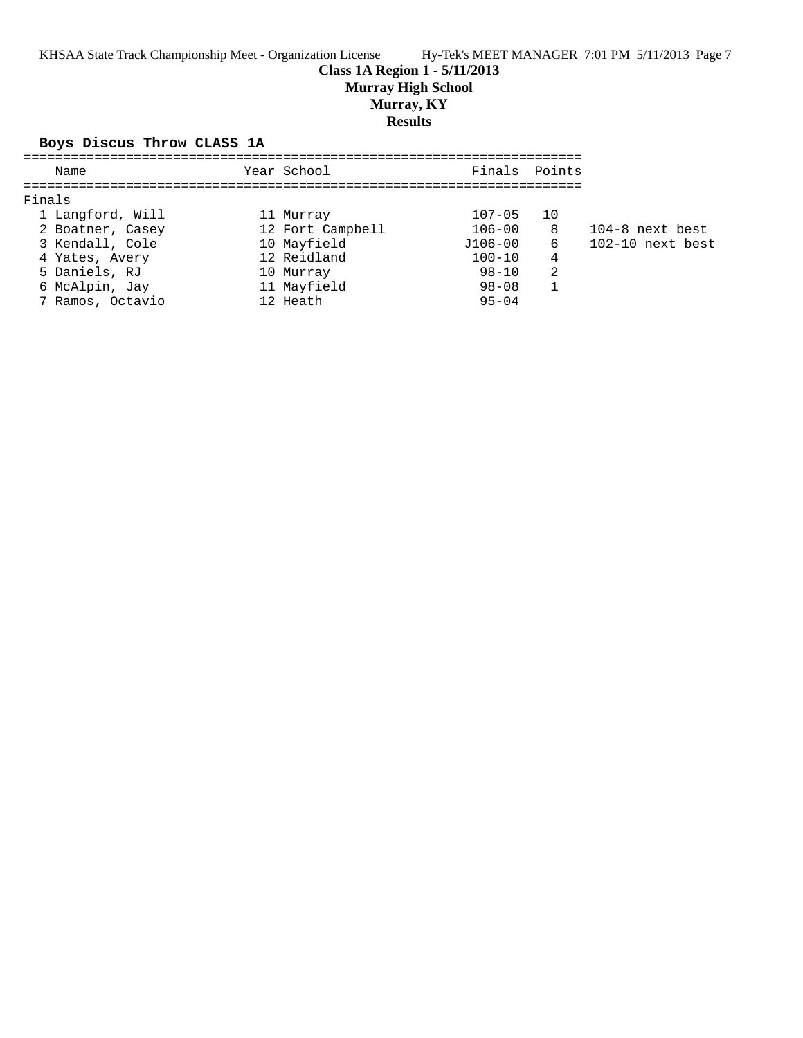**Class 1A Region 1 - 5/11/2013**

**Murray High School**

**Murray, KY**

**Results**

### Boys Discus Throw CLASS 1A

Finals

| Place | Name | Year | School | Finals | Points | |
|---|---|---|---|---|---|---|
| 1 | Langford, Will | 11 | Murray | 107-05 | 10 | |
| 2 | Boatner, Casey | 12 | Fort Campbell | 106-00 | 8 | 104-8 next best |
| 3 | Kendall, Cole | 10 | Mayfield | J106-00 | 6 | 102-10 next best |
| 4 | Yates, Avery | 12 | Reidland | 100-10 | 4 | |
| 5 | Daniels, RJ | 10 | Murray | 98-10 | 2 | |
| 6 | McAlpin, Jay | 11 | Mayfield | 98-08 | 1 | |
| 7 | Ramos, Octavio | 12 | Heath | 95-04 | | |